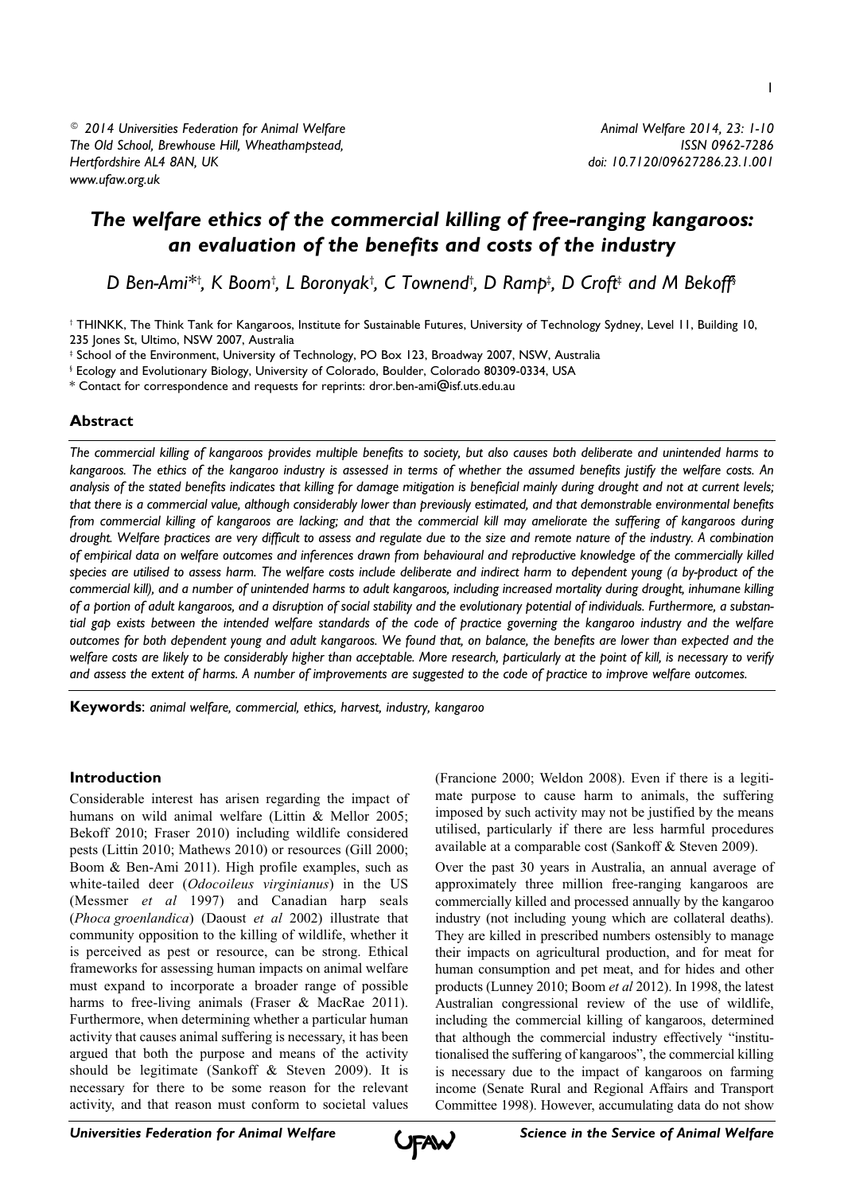© 2014 Universities Federation for Animal Welfare
The Old School, Brewhouse Hill, Wheathampstead,
Hertfordshire AL4 8AN, UK
www.ufaw.org.uk

Animal Welfare 2014, 23: 1-10
ISSN 0962-7286
doi: 10.7120/09627286.23.1.001

# The welfare ethics of the commercial killing of free-ranging kangaroos: an evaluation of the benefits and costs of the industry

D Ben-Ami*[†], K Boom[†], L Boronyak[†], C Townend[†], D Ramp[‡], D Croft[‡] and M Bekoff[§]

[†] THINKK, The Think Tank for Kangaroos, Institute for Sustainable Futures, University of Technology Sydney, Level 11, Building 10, 235 Jones St, Ultimo, NSW 2007, Australia

[‡] School of the Environment, University of Technology, PO Box 123, Broadway 2007, NSW, Australia

[§] Ecology and Evolutionary Biology, University of Colorado, Boulder, Colorado 80309-0334, USA

\* Contact for correspondence and requests for reprints: dror.ben-ami@isf.uts.edu.au

## Abstract

*The commercial killing of kangaroos provides multiple benefits to society, but also causes both deliberate and unintended harms to kangaroos. The ethics of the kangaroo industry is assessed in terms of whether the assumed benefits justify the welfare costs. An analysis of the stated benefits indicates that killing for damage mitigation is beneficial mainly during drought and not at current levels; that there is a commercial value, although considerably lower than previously estimated, and that demonstrable environmental benefits from commercial killing of kangaroos are lacking; and that the commercial kill may ameliorate the suffering of kangaroos during drought. Welfare practices are very difficult to assess and regulate due to the size and remote nature of the industry. A combination of empirical data on welfare outcomes and inferences drawn from behavioural and reproductive knowledge of the commercially killed species are utilised to assess harm. The welfare costs include deliberate and indirect harm to dependent young (a by-product of the commercial kill), and a number of unintended harms to adult kangaroos, including increased mortality during drought, inhumane killing of a portion of adult kangaroos, and a disruption of social stability and the evolutionary potential of individuals. Furthermore, a substantial gap exists between the intended welfare standards of the code of practice governing the kangaroo industry and the welfare outcomes for both dependent young and adult kangaroos. We found that, on balance, the benefits are lower than expected and the welfare costs are likely to be considerably higher than acceptable. More research, particularly at the point of kill, is necessary to verify and assess the extent of harms. A number of improvements are suggested to the code of practice to improve welfare outcomes.*

**Keywords**: *animal welfare, commercial, ethics, harvest, industry, kangaroo*

## Introduction

Considerable interest has arisen regarding the impact of humans on wild animal welfare (Littin & Mellor 2005; Bekoff 2010; Fraser 2010) including wildlife considered pests (Littin 2010; Mathews 2010) or resources (Gill 2000; Boom & Ben-Ami 2011). High profile examples, such as white-tailed deer (*Odocoileus virginianus*) in the US (Messmer *et al* 1997) and Canadian harp seals (*Phoca groenlandica*) (Daoust *et al* 2002) illustrate that community opposition to the killing of wildlife, whether it is perceived as pest or resource, can be strong. Ethical frameworks for assessing human impacts on animal welfare must expand to incorporate a broader range of possible harms to free-living animals (Fraser & MacRae 2011). Furthermore, when determining whether a particular human activity that causes animal suffering is necessary, it has been argued that both the purpose and means of the activity should be legitimate (Sankoff & Steven 2009). It is necessary for there to be some reason for the relevant activity, and that reason must conform to societal values (Francione 2000; Weldon 2008). Even if there is a legitimate purpose to cause harm to animals, the suffering imposed by such activity may not be justified by the means utilised, particularly if there are less harmful procedures available at a comparable cost (Sankoff & Steven 2009).

Over the past 30 years in Australia, an annual average of approximately three million free-ranging kangaroos are commercially killed and processed annually by the kangaroo industry (not including young which are collateral deaths). They are killed in prescribed numbers ostensibly to manage their impacts on agricultural production, and for meat for human consumption and pet meat, and for hides and other products (Lunney 2010; Boom *et al* 2012). In 1998, the latest Australian congressional review of the use of wildlife, including the commercial killing of kangaroos, determined that although the commercial industry effectively "institutionalised the suffering of kangaroos", the commercial killing is necessary due to the impact of kangaroos on farming income (Senate Rural and Regional Affairs and Transport Committee 1998). However, accumulating data do not show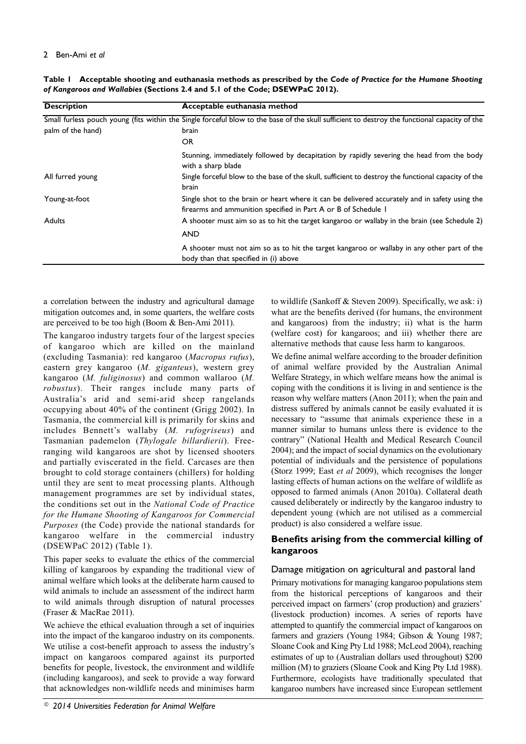**Table 1 Acceptable shooting and euthanasia methods as prescribed by the *Code of Practice for the Humane Shooting of Kangaroos and Wallabies* (Sections 2.4 and 5.1 of the Code; DSEWPaC 2012).**

| Description | Acceptable euthanasia method |
|---|---|
| Small furless pouch young (fits within the palm of the hand) | Single forceful blow to the base of the skull sufficient to destroy the functional capacity of the brain |
| | OR |
| | Stunning, immediately followed by decapitation by rapidly severing the head from the body with a sharp blade |
| All furred young | Single forceful blow to the base of the skull, sufficient to destroy the functional capacity of the brain |
| Young-at-foot | Single shot to the brain or heart where it can be delivered accurately and in safety using the firearms and ammunition specified in Part A or B of Schedule 1 |
| Adults | A shooter must aim so as to hit the target kangaroo or wallaby in the brain (see Schedule 2) |
| | AND |
| | A shooter must not aim so as to hit the target kangaroo or wallaby in any other part of the body than that specified in (i) above |

a correlation between the industry and agricultural damage mitigation outcomes and, in some quarters, the welfare costs are perceived to be too high (Boom & Ben-Ami 2011).

The kangaroo industry targets four of the largest species of kangaroo which are killed on the mainland (excluding Tasmania): red kangaroo (*Macropus rufus*), eastern grey kangaroo (*M. giganteus*), western grey kangaroo (*M. fuliginosus*) and common wallaroo (*M. robustus*). Their ranges include many parts of Australia's arid and semi-arid sheep rangelands occupying about 40% of the continent (Grigg 2002). In Tasmania, the commercial kill is primarily for skins and includes Bennett's wallaby (*M. rufogriseus*) and Tasmanian pademelon (*Thylogale billardierii*). Free-ranging wild kangaroos are shot by licensed shooters and partially eviscerated in the field. Carcases are then brought to cold storage containers (chillers) for holding until they are sent to meat processing plants. Although management programmes are set by individual states, the conditions set out in the *National Code of Practice for the Humane Shooting of Kangaroos for Commercial Purposes* (the Code) provide the national standards for kangaroo welfare in the commercial industry (DSEWPaC 2012) (Table 1).

This paper seeks to evaluate the ethics of the commercial killing of kangaroos by expanding the traditional view of animal welfare which looks at the deliberate harm caused to wild animals to include an assessment of the indirect harm to wild animals through disruption of natural processes (Fraser & MacRae 2011).

We achieve the ethical evaluation through a set of inquiries into the impact of the kangaroo industry on its components. We utilise a cost-benefit approach to assess the industry's impact on kangaroos compared against its purported benefits for people, livestock, the environment and wildlife (including kangaroos), and seek to provide a way forward that acknowledges non-wildlife needs and minimises harm to wildlife (Sankoff & Steven 2009). Specifically, we ask: i) what are the benefits derived (for humans, the environment and kangaroos) from the industry; ii) what is the harm (welfare cost) for kangaroos; and iii) whether there are alternative methods that cause less harm to kangaroos.

We define animal welfare according to the broader definition of animal welfare provided by the Australian Animal Welfare Strategy, in which welfare means how the animal is coping with the conditions it is living in and sentience is the reason why welfare matters (Anon 2011); when the pain and distress suffered by animals cannot be easily evaluated it is necessary to "assume that animals experience these in a manner similar to humans unless there is evidence to the contrary" (National Health and Medical Research Council 2004); and the impact of social dynamics on the evolutionary potential of individuals and the persistence of populations (Storz 1999; East *et al* 2009), which recognises the longer lasting effects of human actions on the welfare of wildlife as opposed to farmed animals (Anon 2010a). Collateral death caused deliberately or indirectly by the kangaroo industry to dependent young (which are not utilised as a commercial product) is also considered a welfare issue.

## Benefits arising from the commercial killing of kangaroos

### Damage mitigation on agricultural and pastoral land

Primary motivations for managing kangaroo populations stem from the historical perceptions of kangaroos and their perceived impact on farmers' (crop production) and graziers' (livestock production) incomes. A series of reports have attempted to quantify the commercial impact of kangaroos on farmers and graziers (Young 1984; Gibson & Young 1987; Sloane Cook and King Pty Ltd 1988; McLeod 2004), reaching estimates of up to (Australian dollars used throughout) \$200 million (M) to graziers (Sloane Cook and King Pty Ltd 1988). Furthermore, ecologists have traditionally speculated that kangaroo numbers have increased since European settlement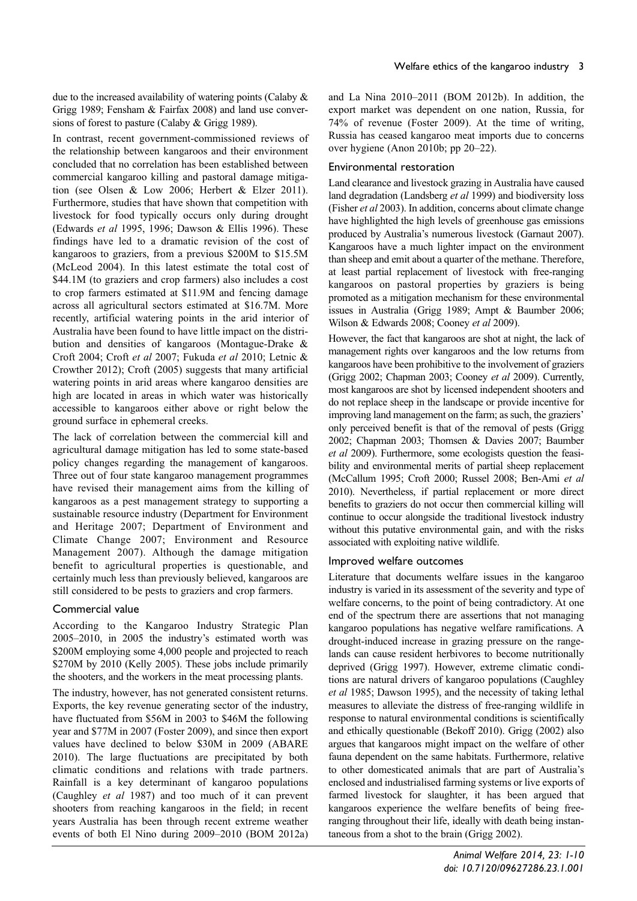due to the increased availability of watering points (Calaby & Grigg 1989; Fensham & Fairfax 2008) and land use conversions of forest to pasture (Calaby & Grigg 1989).

In contrast, recent government-commissioned reviews of the relationship between kangaroos and their environment concluded that no correlation has been established between commercial kangaroo killing and pastoral damage mitigation (see Olsen & Low 2006; Herbert & Elzer 2011). Furthermore, studies that have shown that competition with livestock for food typically occurs only during drought (Edwards *et al* 1995, 1996; Dawson & Ellis 1996). These findings have led to a dramatic revision of the cost of kangaroos to graziers, from a previous \$200M to \$15.5M (McLeod 2004). In this latest estimate the total cost of \$44.1M (to graziers and crop farmers) also includes a cost to crop farmers estimated at \$11.9M and fencing damage across all agricultural sectors estimated at \$16.7M. More recently, artificial watering points in the arid interior of Australia have been found to have little impact on the distribution and densities of kangaroos (Montague-Drake & Croft 2004; Croft *et al* 2007; Fukuda *et al* 2010; Letnic & Crowther 2012); Croft (2005) suggests that many artificial watering points in arid areas where kangaroo densities are high are located in areas in which water was historically accessible to kangaroos either above or right below the ground surface in ephemeral creeks.

The lack of correlation between the commercial kill and agricultural damage mitigation has led to some state-based policy changes regarding the management of kangaroos. Three out of four state kangaroo management programmes have revised their management aims from the killing of kangaroos as a pest management strategy to supporting a sustainable resource industry (Department for Environment and Heritage 2007; Department of Environment and Climate Change 2007; Environment and Resource Management 2007). Although the damage mitigation benefit to agricultural properties is questionable, and certainly much less than previously believed, kangaroos are still considered to be pests to graziers and crop farmers.

### Commercial value

According to the Kangaroo Industry Strategic Plan 2005–2010, in 2005 the industry's estimated worth was \$200M employing some 4,000 people and projected to reach \$270M by 2010 (Kelly 2005). These jobs include primarily the shooters, and the workers in the meat processing plants.

The industry, however, has not generated consistent returns. Exports, the key revenue generating sector of the industry, have fluctuated from \$56M in 2003 to \$46M the following year and \$77M in 2007 (Foster 2009), and since then export values have declined to below \$30M in 2009 (ABARE 2010). The large fluctuations are precipitated by both climatic conditions and relations with trade partners. Rainfall is a key determinant of kangaroo populations (Caughley *et al* 1987) and too much of it can prevent shooters from reaching kangaroos in the field; in recent years Australia has been through recent extreme weather events of both El Nino during 2009–2010 (BOM 2012a) and La Nina 2010–2011 (BOM 2012b). In addition, the export market was dependent on one nation, Russia, for 74% of revenue (Foster 2009). At the time of writing, Russia has ceased kangaroo meat imports due to concerns over hygiene (Anon 2010b; pp 20–22).

### Environmental restoration

Land clearance and livestock grazing in Australia have caused land degradation (Landsberg *et al* 1999) and biodiversity loss (Fisher *et al* 2003). In addition, concerns about climate change have highlighted the high levels of greenhouse gas emissions produced by Australia's numerous livestock (Garnaut 2007). Kangaroos have a much lighter impact on the environment than sheep and emit about a quarter of the methane. Therefore, at least partial replacement of livestock with free-ranging kangaroos on pastoral properties by graziers is being promoted as a mitigation mechanism for these environmental issues in Australia (Grigg 1989; Ampt & Baumber 2006; Wilson & Edwards 2008; Cooney *et al* 2009).

However, the fact that kangaroos are shot at night, the lack of management rights over kangaroos and the low returns from kangaroos have been prohibitive to the involvement of graziers (Grigg 2002; Chapman 2003; Cooney *et al* 2009). Currently, most kangaroos are shot by licensed independent shooters and do not replace sheep in the landscape or provide incentive for improving land management on the farm; as such, the graziers' only perceived benefit is that of the removal of pests (Grigg 2002; Chapman 2003; Thomsen & Davies 2007; Baumber *et al* 2009). Furthermore, some ecologists question the feasibility and environmental merits of partial sheep replacement (McCallum 1995; Croft 2000; Russel 2008; Ben-Ami *et al* 2010). Nevertheless, if partial replacement or more direct benefits to graziers do not occur then commercial killing will continue to occur alongside the traditional livestock industry without this putative environmental gain, and with the risks associated with exploiting native wildlife.

### Improved welfare outcomes

Literature that documents welfare issues in the kangaroo industry is varied in its assessment of the severity and type of welfare concerns, to the point of being contradictory. At one end of the spectrum there are assertions that not managing kangaroo populations has negative welfare ramifications. A drought-induced increase in grazing pressure on the rangelands can cause resident herbivores to become nutritionally deprived (Grigg 1997). However, extreme climatic conditions are natural drivers of kangaroo populations (Caughley *et al* 1985; Dawson 1995), and the necessity of taking lethal measures to alleviate the distress of free-ranging wildlife in response to natural environmental conditions is scientifically and ethically questionable (Bekoff 2010). Grigg (2002) also argues that kangaroos might impact on the welfare of other fauna dependent on the same habitats. Furthermore, relative to other domesticated animals that are part of Australia's enclosed and industrialised farming systems or live exports of farmed livestock for slaughter, it has been argued that kangaroos experience the welfare benefits of being free-ranging throughout their life, ideally with death being instantaneous from a shot to the brain (Grigg 2002).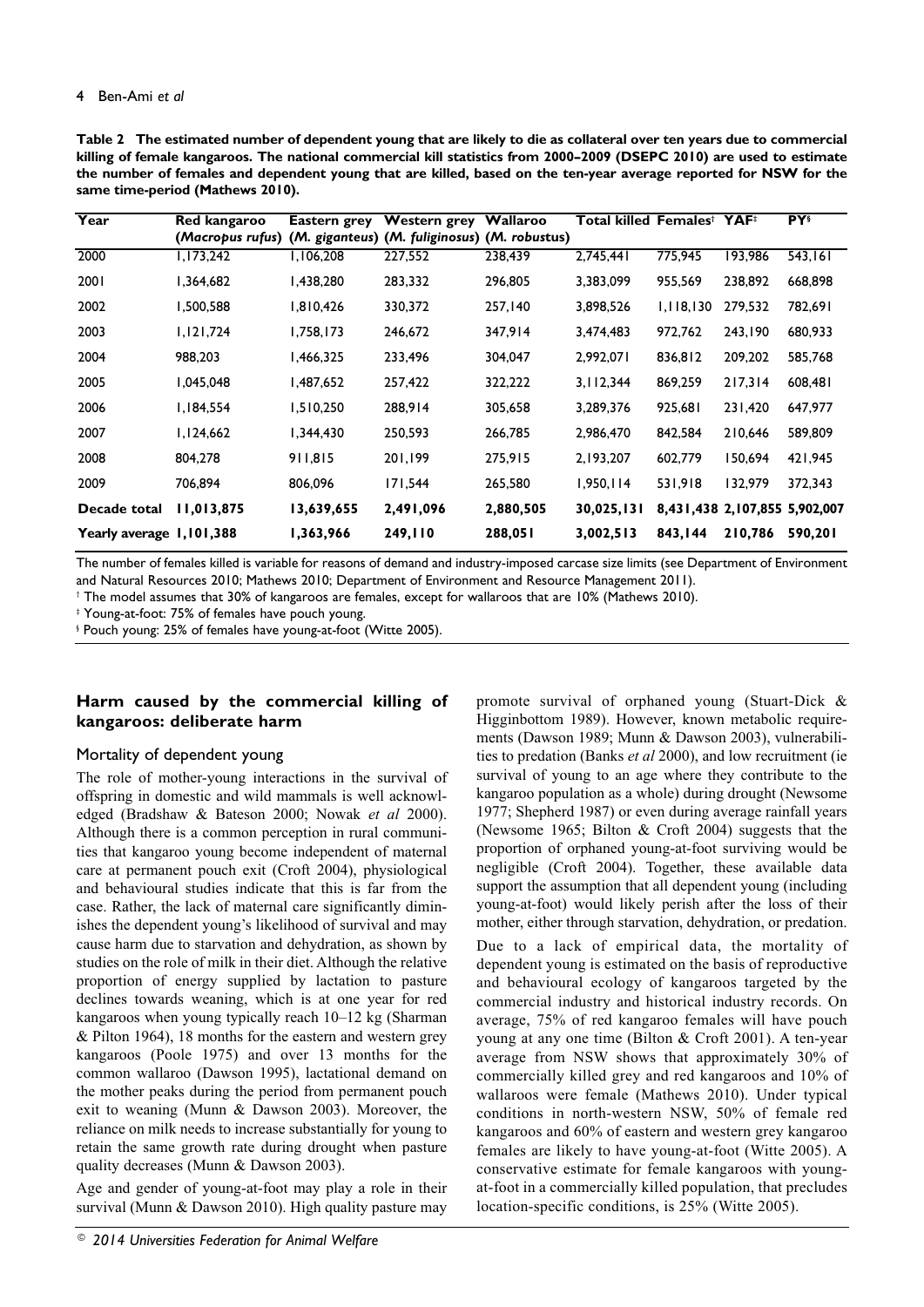**Table 2 The estimated number of dependent young that are likely to die as collateral over ten years due to commercial killing of female kangaroos. The national commercial kill statistics from 2000–2009 (DSEPC 2010) are used to estimate the number of females and dependent young that are killed, based on the ten-year average reported for NSW for the same time-period (Mathews 2010).**

| Year | Red kangaroo (*Macropus rufus*) | Eastern grey (*M. giganteus*) | Western grey (*M. fuliginosus*) | Wallaroo (*M. robustus*) | Total killed | Females[†] | YAF[‡] | PY[§] |
|---|---|---|---|---|---|---|---|---|
| 2000 | 1,173,242 | 1,106,208 | 227,552 | 238,439 | 2,745,441 | 775,945 | 193,986 | 543,161 |
| 2001 | 1,364,682 | 1,438,280 | 283,332 | 296,805 | 3,383,099 | 955,569 | 238,892 | 668,898 |
| 2002 | 1,500,588 | 1,810,426 | 330,372 | 257,140 | 3,898,526 | 1,118,130 | 279,532 | 782,691 |
| 2003 | 1,121,724 | 1,758,173 | 246,672 | 347,914 | 3,474,483 | 972,762 | 243,190 | 680,933 |
| 2004 | 988,203 | 1,466,325 | 233,496 | 304,047 | 2,992,071 | 836,812 | 209,202 | 585,768 |
| 2005 | 1,045,048 | 1,487,652 | 257,422 | 322,222 | 3,112,344 | 869,259 | 217,314 | 608,481 |
| 2006 | 1,184,554 | 1,510,250 | 288,914 | 305,658 | 3,289,376 | 925,681 | 231,420 | 647,977 |
| 2007 | 1,124,662 | 1,344,430 | 250,593 | 266,785 | 2,986,470 | 842,584 | 210,646 | 589,809 |
| 2008 | 804,278 | 911,815 | 201,199 | 275,915 | 2,193,207 | 602,779 | 150,694 | 421,945 |
| 2009 | 706,894 | 806,096 | 171,544 | 265,580 | 1,950,114 | 531,918 | 132,979 | 372,343 |
| **Decade total** | **11,013,875** | **13,639,655** | **2,491,096** | **2,880,505** | **30,025,131** | **8,431,438** | **2,107,855** | **5,902,007** |
| **Yearly average** | **1,101,388** | **1,363,966** | **249,110** | **288,051** | **3,002,513** | **843,144** | **210,786** | **590,201** |

The number of females killed is variable for reasons of demand and industry-imposed carcase size limits (see Department of Environment and Natural Resources 2010; Mathews 2010; Department of Environment and Resource Management 2011).

[†] The model assumes that 30% of kangaroos are females, except for wallaroos that are 10% (Mathews 2010).

[‡] Young-at-foot: 75% of females have pouch young.

[§] Pouch young: 25% of females have young-at-foot (Witte 2005).

## Harm caused by the commercial killing of kangaroos: deliberate harm

### Mortality of dependent young

The role of mother-young interactions in the survival of offspring in domestic and wild mammals is well acknowledged (Bradshaw & Bateson 2000; Nowak *et al* 2000). Although there is a common perception in rural communities that kangaroo young become independent of maternal care at permanent pouch exit (Croft 2004), physiological and behavioural studies indicate that this is far from the case. Rather, the lack of maternal care significantly diminishes the dependent young's likelihood of survival and may cause harm due to starvation and dehydration, as shown by studies on the role of milk in their diet. Although the relative proportion of energy supplied by lactation to pasture declines towards weaning, which is at one year for red kangaroos when young typically reach 10–12 kg (Sharman & Pilton 1964), 18 months for the eastern and western grey kangaroos (Poole 1975) and over 13 months for the common wallaroo (Dawson 1995), lactational demand on the mother peaks during the period from permanent pouch exit to weaning (Munn & Dawson 2003). Moreover, the reliance on milk needs to increase substantially for young to retain the same growth rate during drought when pasture quality decreases (Munn & Dawson 2003).

Age and gender of young-at-foot may play a role in their survival (Munn & Dawson 2010). High quality pasture may promote survival of orphaned young (Stuart-Dick & Higginbottom 1989). However, known metabolic requirements (Dawson 1989; Munn & Dawson 2003), vulnerabilities to predation (Banks *et al* 2000), and low recruitment (ie survival of young to an age where they contribute to the kangaroo population as a whole) during drought (Newsome 1977; Shepherd 1987) or even during average rainfall years (Newsome 1965; Bilton & Croft 2004) suggests that the proportion of orphaned young-at-foot surviving would be negligible (Croft 2004). Together, these available data support the assumption that all dependent young (including young-at-foot) would likely perish after the loss of their mother, either through starvation, dehydration, or predation.

Due to a lack of empirical data, the mortality of dependent young is estimated on the basis of reproductive and behavioural ecology of kangaroos targeted by the commercial industry and historical industry records. On average, 75% of red kangaroo females will have pouch young at any one time (Bilton & Croft 2001). A ten-year average from NSW shows that approximately 30% of commercially killed grey and red kangaroos and 10% of wallaroos were female (Mathews 2010). Under typical conditions in north-western NSW, 50% of female red kangaroos and 60% of eastern and western grey kangaroo females are likely to have young-at-foot (Witte 2005). A conservative estimate for female kangaroos with young-at-foot in a commercially killed population, that precludes location-specific conditions, is 25% (Witte 2005).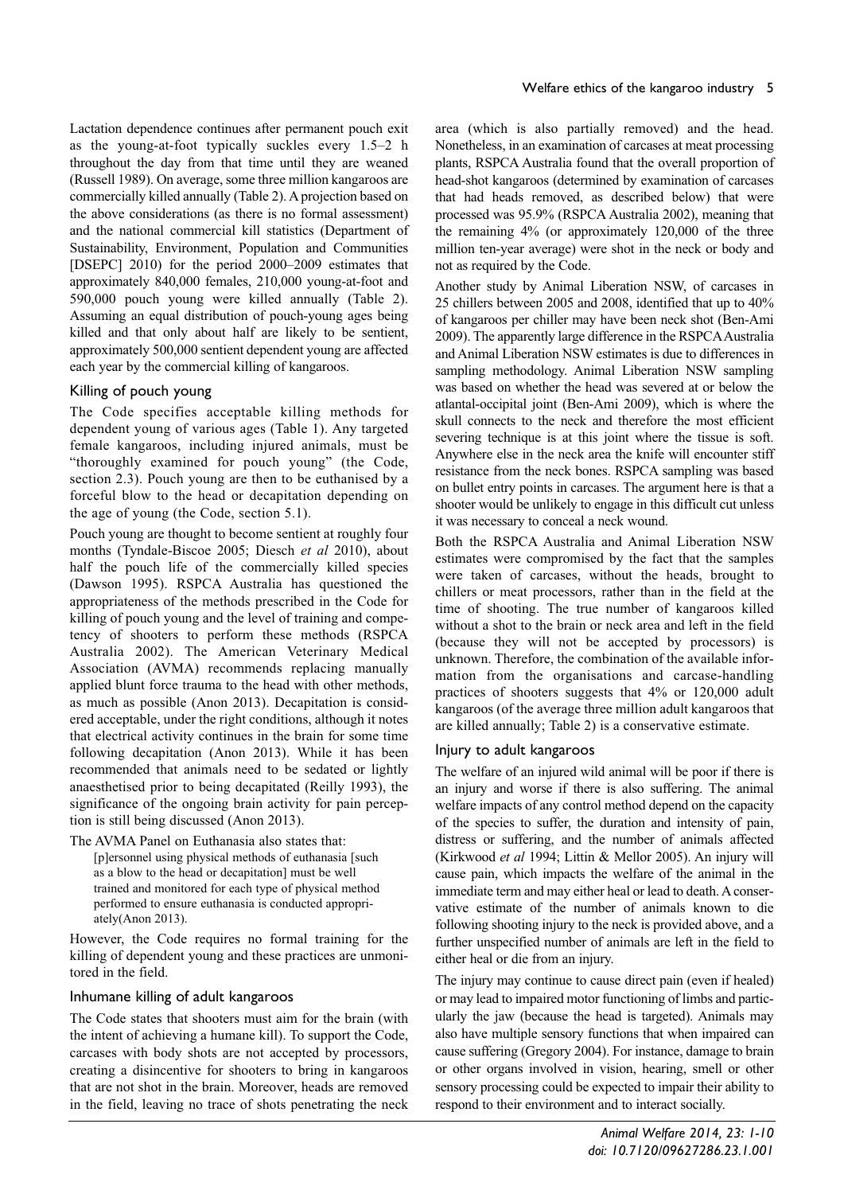Lactation dependence continues after permanent pouch exit as the young-at-foot typically suckles every 1.5–2 h throughout the day from that time until they are weaned (Russell 1989). On average, some three million kangaroos are commercially killed annually (Table 2). A projection based on the above considerations (as there is no formal assessment) and the national commercial kill statistics (Department of Sustainability, Environment, Population and Communities [DSEPC] 2010) for the period 2000–2009 estimates that approximately 840,000 females, 210,000 young-at-foot and 590,000 pouch young were killed annually (Table 2). Assuming an equal distribution of pouch-young ages being killed and that only about half are likely to be sentient, approximately 500,000 sentient dependent young are affected each year by the commercial killing of kangaroos.

## Killing of pouch young

The Code specifies acceptable killing methods for dependent young of various ages (Table 1). Any targeted female kangaroos, including injured animals, must be "thoroughly examined for pouch young" (the Code, section 2.3). Pouch young are then to be euthanised by a forceful blow to the head or decapitation depending on the age of young (the Code, section 5.1).

Pouch young are thought to become sentient at roughly four months (Tyndale-Biscoe 2005; Diesch *et al* 2010), about half the pouch life of the commercially killed species (Dawson 1995). RSPCA Australia has questioned the appropriateness of the methods prescribed in the Code for killing of pouch young and the level of training and competency of shooters to perform these methods (RSPCA Australia 2002). The American Veterinary Medical Association (AVMA) recommends replacing manually applied blunt force trauma to the head with other methods, as much as possible (Anon 2013). Decapitation is considered acceptable, under the right conditions, although it notes that electrical activity continues in the brain for some time following decapitation (Anon 2013). While it has been recommended that animals need to be sedated or lightly anaesthetised prior to being decapitated (Reilly 1993), the significance of the ongoing brain activity for pain perception is still being discussed (Anon 2013).

The AVMA Panel on Euthanasia also states that:

> [p]ersonnel using physical methods of euthanasia [such as a blow to the head or decapitation] must be well trained and monitored for each type of physical method performed to ensure euthanasia is conducted appropriately(Anon 2013).

However, the Code requires no formal training for the killing of dependent young and these practices are unmonitored in the field.

## Inhumane killing of adult kangaroos

The Code states that shooters must aim for the brain (with the intent of achieving a humane kill). To support the Code, carcases with body shots are not accepted by processors, creating a disincentive for shooters to bring in kangaroos that are not shot in the brain. Moreover, heads are removed in the field, leaving no trace of shots penetrating the neck area (which is also partially removed) and the head. Nonetheless, in an examination of carcases at meat processing plants, RSPCA Australia found that the overall proportion of head-shot kangaroos (determined by examination of carcases that had heads removed, as described below) that were processed was 95.9% (RSPCA Australia 2002), meaning that the remaining 4% (or approximately 120,000 of the three million ten-year average) were shot in the neck or body and not as required by the Code.

Another study by Animal Liberation NSW, of carcases in 25 chillers between 2005 and 2008, identified that up to 40% of kangaroos per chiller may have been neck shot (Ben-Ami 2009). The apparently large difference in the RSPCA Australia and Animal Liberation NSW estimates is due to differences in sampling methodology. Animal Liberation NSW sampling was based on whether the head was severed at or below the atlantal-occipital joint (Ben-Ami 2009), which is where the skull connects to the neck and therefore the most efficient severing technique is at this joint where the tissue is soft. Anywhere else in the neck area the knife will encounter stiff resistance from the neck bones. RSPCA sampling was based on bullet entry points in carcases. The argument here is that a shooter would be unlikely to engage in this difficult cut unless it was necessary to conceal a neck wound.

Both the RSPCA Australia and Animal Liberation NSW estimates were compromised by the fact that the samples were taken of carcases, without the heads, brought to chillers or meat processors, rather than in the field at the time of shooting. The true number of kangaroos killed without a shot to the brain or neck area and left in the field (because they will not be accepted by processors) is unknown. Therefore, the combination of the available information from the organisations and carcase-handling practices of shooters suggests that 4% or 120,000 adult kangaroos (of the average three million adult kangaroos that are killed annually; Table 2) is a conservative estimate.

## Injury to adult kangaroos

The welfare of an injured wild animal will be poor if there is an injury and worse if there is also suffering. The animal welfare impacts of any control method depend on the capacity of the species to suffer, the duration and intensity of pain, distress or suffering, and the number of animals affected (Kirkwood *et al* 1994; Littin & Mellor 2005). An injury will cause pain, which impacts the welfare of the animal in the immediate term and may either heal or lead to death. A conservative estimate of the number of animals known to die following shooting injury to the neck is provided above, and a further unspecified number of animals are left in the field to either heal or die from an injury.

The injury may continue to cause direct pain (even if healed) or may lead to impaired motor functioning of limbs and particularly the jaw (because the head is targeted). Animals may also have multiple sensory functions that when impaired can cause suffering (Gregory 2004). For instance, damage to brain or other organs involved in vision, hearing, smell or other sensory processing could be expected to impair their ability to respond to their environment and to interact socially.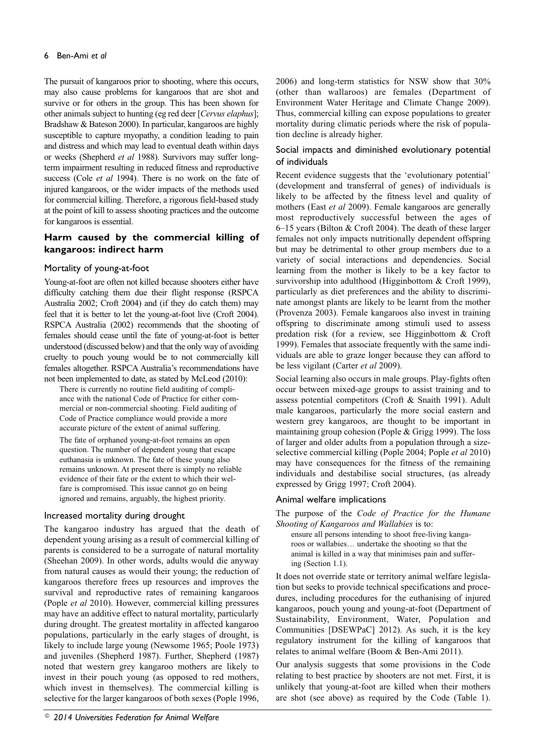The pursuit of kangaroos prior to shooting, where this occurs, may also cause problems for kangaroos that are shot and survive or for others in the group. This has been shown for other animals subject to hunting (eg red deer [*Cervus elaphus*]; Bradshaw & Bateson 2000). In particular, kangaroos are highly susceptible to capture myopathy, a condition leading to pain and distress and which may lead to eventual death within days or weeks (Shepherd *et al* 1988). Survivors may suffer long-term impairment resulting in reduced fitness and reproductive success (Cole *et al* 1994). There is no work on the fate of injured kangaroos, or the wider impacts of the methods used for commercial killing. Therefore, a rigorous field-based study at the point of kill to assess shooting practices and the outcome for kangaroos is essential.

## Harm caused by the commercial killing of kangaroos: indirect harm

### Mortality of young-at-foot

Young-at-foot are often not killed because shooters either have difficulty catching them due their flight response (RSPCA Australia 2002; Croft 2004) and (if they do catch them) may feel that it is better to let the young-at-foot live (Croft 2004). RSPCA Australia (2002) recommends that the shooting of females should cease until the fate of young-at-foot is better understood (discussed below) and that the only way of avoiding cruelty to pouch young would be to not commercially kill females altogether. RSPCA Australia's recommendations have not been implemented to date, as stated by McLeod (2010):

> There is currently no routine field auditing of compliance with the national Code of Practice for either commercial or non-commercial shooting. Field auditing of Code of Practice compliance would provide a more accurate picture of the extent of animal suffering.
>
> The fate of orphaned young-at-foot remains an open question. The number of dependent young that escape euthanasia is unknown. The fate of these young also remains unknown. At present there is simply no reliable evidence of their fate or the extent to which their welfare is compromised. This issue cannot go on being ignored and remains, arguably, the highest priority.

### Increased mortality during drought

The kangaroo industry has argued that the death of dependent young arising as a result of commercial killing of parents is considered to be a surrogate of natural mortality (Sheehan 2009). In other words, adults would die anyway from natural causes as would their young; the reduction of kangaroos therefore frees up resources and improves the survival and reproductive rates of remaining kangaroos (Pople *et al* 2010). However, commercial killing pressures may have an additive effect to natural mortality, particularly during drought. The greatest mortality in affected kangaroo populations, particularly in the early stages of drought, is likely to include large young (Newsome 1965; Poole 1973) and juveniles (Shepherd 1987). Further, Shepherd (1987) noted that western grey kangaroo mothers are likely to invest in their pouch young (as opposed to red mothers, which invest in themselves). The commercial killing is selective for the larger kangaroos of both sexes (Pople 1996, 2006) and long-term statistics for NSW show that 30% (other than wallaroos) are females (Department of Environment Water Heritage and Climate Change 2009). Thus, commercial killing can expose populations to greater mortality during climatic periods where the risk of population decline is already higher.

### Social impacts and diminished evolutionary potential of individuals

Recent evidence suggests that the 'evolutionary potential' (development and transferral of genes) of individuals is likely to be affected by the fitness level and quality of mothers (East *et al* 2009). Female kangaroos are generally most reproductively successful between the ages of 6–15 years (Bilton & Croft 2004). The death of these larger females not only impacts nutritionally dependent offspring but may be detrimental to other group members due to a variety of social interactions and dependencies. Social learning from the mother is likely to be a key factor to survivorship into adulthood (Higginbottom & Croft 1999), particularly as diet preferences and the ability to discriminate amongst plants are likely to be learnt from the mother (Provenza 2003). Female kangaroos also invest in training offspring to discriminate among stimuli used to assess predation risk (for a review, see Higginbottom & Croft 1999). Females that associate frequently with the same individuals are able to graze longer because they can afford to be less vigilant (Carter *et al* 2009).

Social learning also occurs in male groups. Play-fights often occur between mixed-age groups to assist training and to assess potential competitors (Croft & Snaith 1991). Adult male kangaroos, particularly the more social eastern and western grey kangaroos, are thought to be important in maintaining group cohesion (Pople & Grigg 1999). The loss of larger and older adults from a population through a size-selective commercial killing (Pople 2004; Pople *et al* 2010) may have consequences for the fitness of the remaining individuals and destabilise social structures, (as already expressed by Grigg 1997; Croft 2004).

### Animal welfare implications

The purpose of the *Code of Practice for the Humane Shooting of Kangaroos and Wallabies* is to:

> ensure all persons intending to shoot free-living kangaroos or wallabies… undertake the shooting so that the animal is killed in a way that minimises pain and suffering (Section 1.1).

It does not override state or territory animal welfare legislation but seeks to provide technical specifications and procedures, including procedures for the euthanising of injured kangaroos, pouch young and young-at-foot (Department of Sustainability, Environment, Water, Population and Communities [DSEWPaC] 2012). As such, it is the key regulatory instrument for the killing of kangaroos that relates to animal welfare (Boom & Ben-Ami 2011).

Our analysis suggests that some provisions in the Code relating to best practice by shooters are not met. First, it is unlikely that young-at-foot are killed when their mothers are shot (see above) as required by the Code (Table 1).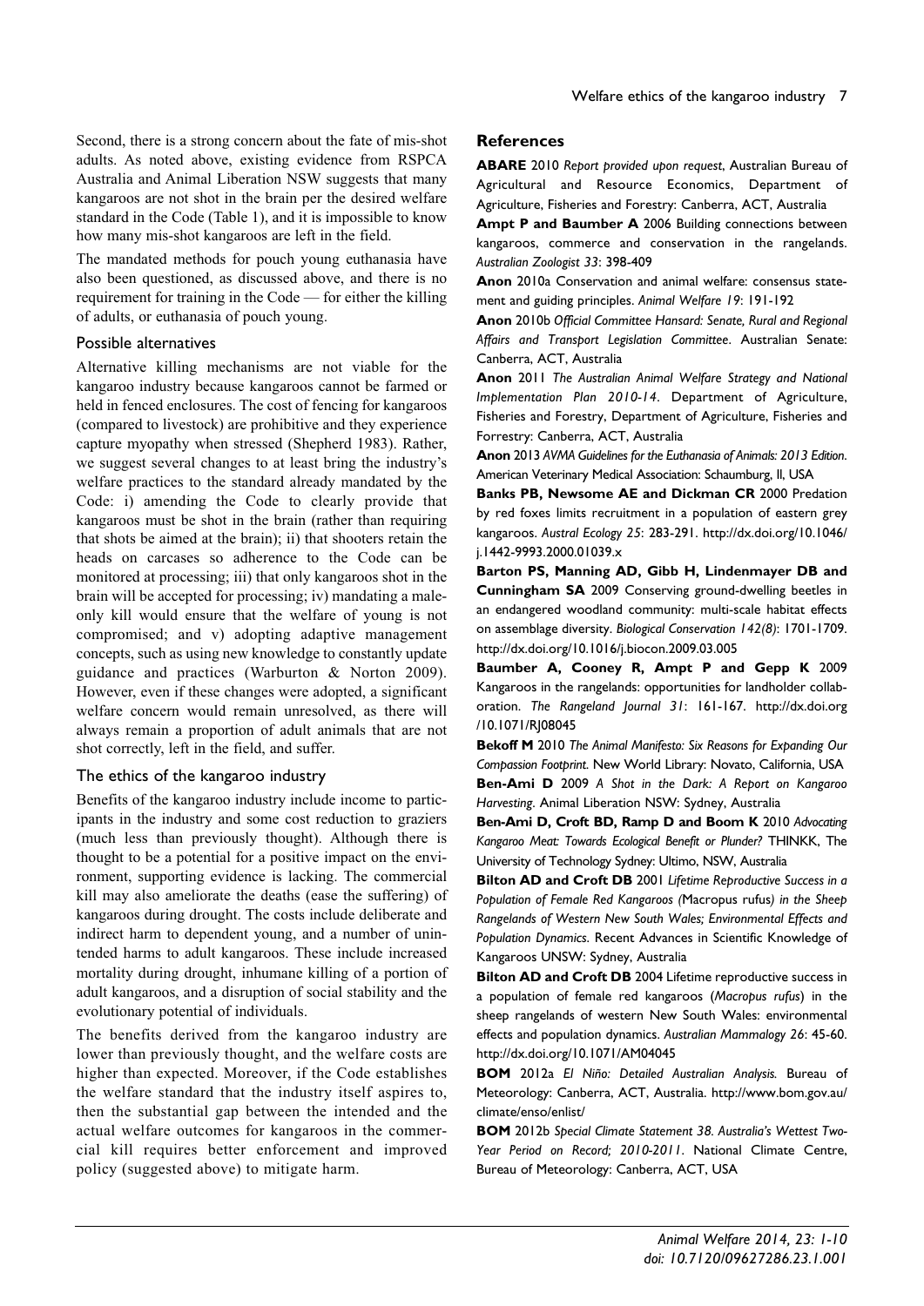Second, there is a strong concern about the fate of mis-shot adults. As noted above, existing evidence from RSPCA Australia and Animal Liberation NSW suggests that many kangaroos are not shot in the brain per the desired welfare standard in the Code (Table 1), and it is impossible to know how many mis-shot kangaroos are left in the field.

The mandated methods for pouch young euthanasia have also been questioned, as discussed above, and there is no requirement for training in the Code — for either the killing of adults, or euthanasia of pouch young.

### Possible alternatives

Alternative killing mechanisms are not viable for the kangaroo industry because kangaroos cannot be farmed or held in fenced enclosures. The cost of fencing for kangaroos (compared to livestock) are prohibitive and they experience capture myopathy when stressed (Shepherd 1983). Rather, we suggest several changes to at least bring the industry's welfare practices to the standard already mandated by the Code: i) amending the Code to clearly provide that kangaroos must be shot in the brain (rather than requiring that shots be aimed at the brain); ii) that shooters retain the heads on carcases so adherence to the Code can be monitored at processing; iii) that only kangaroos shot in the brain will be accepted for processing; iv) mandating a male-only kill would ensure that the welfare of young is not compromised; and v) adopting adaptive management concepts, such as using new knowledge to constantly update guidance and practices (Warburton & Norton 2009). However, even if these changes were adopted, a significant welfare concern would remain unresolved, as there will always remain a proportion of adult animals that are not shot correctly, left in the field, and suffer.

### The ethics of the kangaroo industry

Benefits of the kangaroo industry include income to participants in the industry and some cost reduction to graziers (much less than previously thought). Although there is thought to be a potential for a positive impact on the environment, supporting evidence is lacking. The commercial kill may also ameliorate the deaths (ease the suffering) of kangaroos during drought. The costs include deliberate and indirect harm to dependent young, and a number of unintended harms to adult kangaroos. These include increased mortality during drought, inhumane killing of a portion of adult kangaroos, and a disruption of social stability and the evolutionary potential of individuals.

The benefits derived from the kangaroo industry are lower than previously thought, and the welfare costs are higher than expected. Moreover, if the Code establishes the welfare standard that the industry itself aspires to, then the substantial gap between the intended and the actual welfare outcomes for kangaroos in the commercial kill requires better enforcement and improved policy (suggested above) to mitigate harm.

## References

**ABARE** 2010 *Report provided upon request*. Australian Bureau of Agricultural and Resource Economics, Department of Agriculture, Fisheries and Forestry: Canberra, ACT, Australia

**Ampt P and Baumber A** 2006 Building connections between kangaroos, commerce and conservation in the rangelands. *Australian Zoologist 33*: 398-409

**Anon** 2010a Conservation and animal welfare: consensus statement and guiding principles. *Animal Welfare 19*: 191-192

**Anon** 2010b *Official Committee Hansard: Senate, Rural and Regional Affairs and Transport Legislation Committee*. Australian Senate: Canberra, ACT, Australia

**Anon** 2011 *The Australian Animal Welfare Strategy and National Implementation Plan 2010-14*. Department of Agriculture, Fisheries and Forestry, Department of Agriculture, Fisheries and Forrestry: Canberra, ACT, Australia

**Anon** 2013 *AVMA Guidelines for the Euthanasia of Animals: 2013 Edition*. American Veterinary Medical Association: Schaumburg, Il, USA

**Banks PB, Newsome AE and Dickman CR** 2000 Predation by red foxes limits recruitment in a population of eastern grey kangaroos. *Austral Ecology 25*: 283-291. http://dx.doi.org/10.1046/j.1442-9993.2000.01039.x

**Barton PS, Manning AD, Gibb H, Lindenmayer DB and Cunningham SA** 2009 Conserving ground-dwelling beetles in an endangered woodland community: multi-scale habitat effects on assemblage diversity. *Biological Conservation 142(8)*: 1701-1709. http://dx.doi.org/10.1016/j.biocon.2009.03.005

**Baumber A, Cooney R, Ampt P and Gepp K** 2009 Kangaroos in the rangelands: opportunities for landholder collaboration. *The Rangeland Journal 31*: 161-167. http://dx.doi.org/10.1071/RJ08045

**Bekoff M** 2010 *The Animal Manifesto: Six Reasons for Expanding Our Compassion Footprint*. New World Library: Novato, California, USA

**Ben-Ami D** 2009 *A Shot in the Dark: A Report on Kangaroo Harvesting*. Animal Liberation NSW: Sydney, Australia

**Ben-Ami D, Croft BD, Ramp D and Boom K** 2010 *Advocating Kangaroo Meat: Towards Ecological Benefit or Plunder?* THINKK, The University of Technology Sydney: Ultimo, NSW, Australia

**Bilton AD and Croft DB** 2001 *Lifetime Reproductive Success in a Population of Female Red Kangaroos (*Macropus rufus*) in the Sheep Rangelands of Western New South Wales; Environmental Effects and Population Dynamics*. Recent Advances in Scientific Knowledge of Kangaroos UNSW: Sydney, Australia

**Bilton AD and Croft DB** 2004 Lifetime reproductive success in a population of female red kangaroos (*Macropus rufus*) in the sheep rangelands of western New South Wales: environmental effects and population dynamics. *Australian Mammalogy 26*: 45-60. http://dx.doi.org/10.1071/AM04045

**BOM** 2012a *El Niño: Detailed Australian Analysis*. Bureau of Meteorology: Canberra, ACT, Australia. http://www.bom.gov.au/climate/enso/enlist/

**BOM** 2012b *Special Climate Statement 38. Australia's Wettest Two-Year Period on Record; 2010-2011*. National Climate Centre, Bureau of Meteorology: Canberra, ACT, USA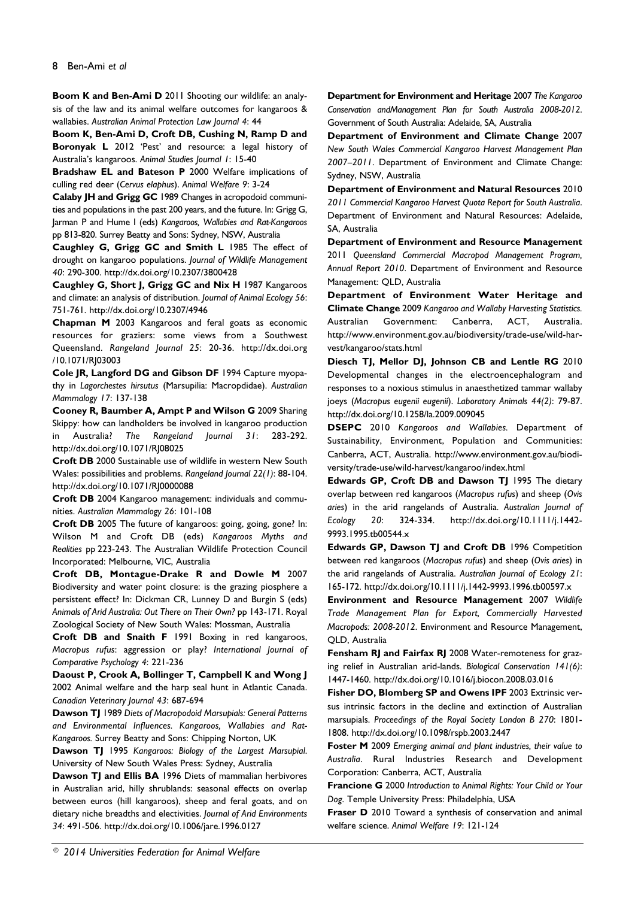**Boom K and Ben-Ami D** 2011 Shooting our wildlife: an analysis of the law and its animal welfare outcomes for kangaroos & wallabies. *Australian Animal Protection Law Journal 4*: 44

**Boom K, Ben-Ami D, Croft DB, Cushing N, Ramp D and Boronyak L** 2012 'Pest' and resource: a legal history of Australia's kangaroos. *Animal Studies Journal 1*: 15-40

**Bradshaw EL and Bateson P** 2000 Welfare implications of culling red deer (*Cervus elaphus*). *Animal Welfare 9*: 3-24

**Calaby JH and Grigg GC** 1989 Changes in acropodoid communities and populations in the past 200 years, and the future. In: Grigg G, Jarman P and Hume I (eds) *Kangaroos, Wallabies and Rat-Kangaroos* pp 813-820. Surrey Beatty and Sons: Sydney, NSW, Australia

**Caughley G, Grigg GC and Smith L** 1985 The effect of drought on kangaroo populations. *Journal of Wildlife Management 40*: 290-300. http://dx.doi.org/10.2307/3800428

**Caughley G, Short J, Grigg GC and Nix H** 1987 Kangaroos and climate: an analysis of distribution. *Journal of Animal Ecology 56*: 751-761. http://dx.doi.org/10.2307/4946

**Chapman M** 2003 Kangaroos and feral goats as economic resources for graziers: some views from a Southwest Queensland. *Rangeland Journal 25*: 20-36. http://dx.doi.org/10.1071/RJ03003

**Cole JR, Langford DG and Gibson DF** 1994 Capture myopathy in *Lagorchestes hirsutus* (Marsupilia: Macropdidae). *Australian Mammalogy 17*: 137-138

**Cooney R, Baumber A, Ampt P and Wilson G** 2009 Sharing Skippy: how can landholders be involved in kangaroo production in Australia? *The Rangeland Journal 31*: 283-292. http://dx.doi.org/10.1071/RJ08025

**Croft DB** 2000 Sustainable use of wildlife in western New South Wales: possibilities and problems. *Rangeland Journal 22(1)*: 88-104. http://dx.doi.org/10.1071/RJ0000088

**Croft DB** 2004 Kangaroo management: individuals and communities. *Australian Mammalogy 26*: 101-108

**Croft DB** 2005 The future of kangaroos: going, going, gone? In: Wilson M and Croft DB (eds) *Kangaroos Myths and Realities* pp 223-243. The Australian Wildlife Protection Council Incorporated: Melbourne, VIC, Australia

**Croft DB, Montague-Drake R and Dowle M** 2007 Biodiversity and water point closure: is the grazing piosphere a persistent effect? In: Dickman CR, Lunney D and Burgin S (eds) *Animals of Arid Australia: Out There on Their Own?* pp 143-171. Royal Zoological Society of New South Wales: Mossman, Australia

**Croft DB and Snaith F** 1991 Boxing in red kangaroos, *Macropus rufus*: aggression or play? *International Journal of Comparative Psychology 4*: 221-236

**Daoust P, Crook A, Bollinger T, Campbell K and Wong J** 2002 Animal welfare and the harp seal hunt in Atlantic Canada. *Canadian Veterinary Journal 43*: 687-694

**Dawson TJ** 1989 *Diets of Macropodoid Marsupials: General Patterns and Environmental Influences. Kangaroos, Wallabies and Rat-Kangaroos.* Surrey Beatty and Sons: Chipping Norton, UK

**Dawson TJ** 1995 *Kangaroos: Biology of the Largest Marsupial.* University of New South Wales Press: Sydney, Australia

**Dawson TJ and Ellis BA** 1996 Diets of mammalian herbivores in Australian arid, hilly shrublands: seasonal effects on overlap between euros (hill kangaroos), sheep and feral goats, and on dietary niche breadths and electivities. *Journal of Arid Environments 34*: 491-506. http://dx.doi.org/10.1006/jare.1996.0127

**Department for Environment and Heritage** 2007 *The Kangaroo Conservation andManagement Plan for South Australia 2008-2012.* Government of South Australia: Adelaide, SA, Australia

**Department of Environment and Climate Change** 2007 *New South Wales Commercial Kangaroo Harvest Management Plan 2007–2011.* Department of Environment and Climate Change: Sydney, NSW, Australia

**Department of Environment and Natural Resources** 2010 *2011 Commercial Kangaroo Harvest Quota Report for South Australia.* Department of Environment and Natural Resources: Adelaide, SA, Australia

**Department of Environment and Resource Management** 2011 *Queensland Commercial Macropod Management Program, Annual Report 2010.* Department of Environment and Resource Management: QLD, Australia

**Department of Environment Water Heritage and Climate Change** 2009 *Kangaroo and Wallaby Harvesting Statistics.* Australian Government: Canberra, ACT, Australia. http://www.environment.gov.au/biodiversity/trade-use/wild-harvest/kangaroo/stats.html

**Diesch TJ, Mellor DJ, Johnson CB and Lentle RG** 2010 Developmental changes in the electroencephalogram and responses to a noxious stimulus in anaesthetized tammar wallaby joeys (*Macropus eugenii eugenii*). *Laboratory Animals 44(2)*: 79-87. http://dx.doi.org/10.1258/la.2009.009045

**DSEPC** 2010 *Kangaroos and Wallabies.* Department of Sustainability, Environment, Population and Communities: Canberra, ACT, Australia. http://www.environment.gov.au/biodiversity/trade-use/wild-harvest/kangaroo/index.html

**Edwards GP, Croft DB and Dawson TJ** 1995 The dietary overlap between red kangaroos (*Macropus rufus*) and sheep (*Ovis aries*) in the arid rangelands of Australia. *Australian Journal of Ecology 20*: 324-334. http://dx.doi.org/10.1111/j.1442-9993.1995.tb00544.x

**Edwards GP, Dawson TJ and Croft DB** 1996 Competition between red kangaroos (*Macropus rufus*) and sheep (*Ovis aries*) in the arid rangelands of Australia. *Australian Journal of Ecology 21*: 165-172. http://dx.doi.org/10.1111/j.1442-9993.1996.tb00597.x

**Environment and Resource Management** 2007 *Wildlife Trade Management Plan for Export, Commercially Harvested Macropods: 2008-2012.* Environment and Resource Management, QLD, Australia

**Fensham RJ and Fairfax RJ** 2008 Water-remoteness for grazing relief in Australian arid-lands. *Biological Conservation 141(6)*: 1447-1460. http://dx.doi.org/10.1016/j.biocon.2008.03.016

**Fisher DO, Blomberg SP and Owens IPF** 2003 Extrinsic versus intrinsic factors in the decline and extinction of Australian marsupials. *Proceedings of the Royal Society London B 270*: 1801-1808. http://dx.doi.org/10.1098/rspb.2003.2447

**Foster M** 2009 *Emerging animal and plant industries, their value to Australia.* Rural Industries Research and Development Corporation: Canberra, ACT, Australia

**Francione G** 2000 *Introduction to Animal Rights: Your Child or Your Dog.* Temple University Press: Philadelphia, USA

**Fraser D** 2010 Toward a synthesis of conservation and animal welfare science. *Animal Welfare 19*: 121-124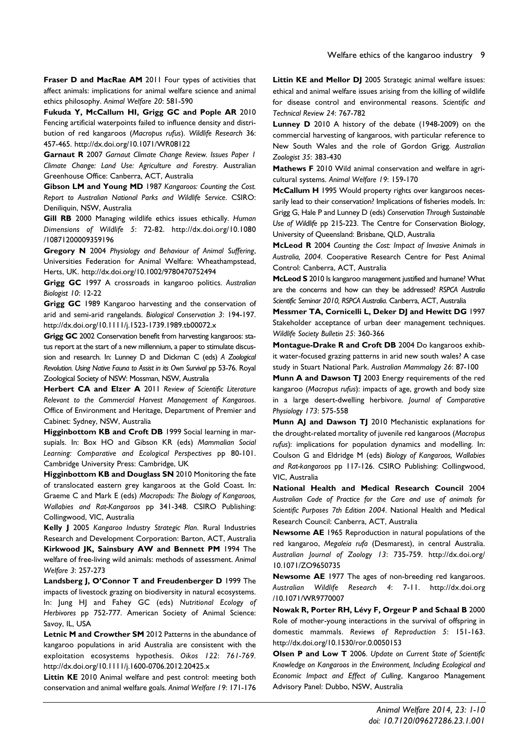**Fraser D and MacRae AM** 2011 Four types of activities that affect animals: implications for animal welfare science and animal ethics philosophy. *Animal Welfare 20*: 581-590

**Fukuda Y, McCallum HI, Grigg GC and Pople AR** 2010 Fencing artificial waterpoints failed to influence density and distribution of red kangaroos (*Macropus rufus*). *Wildlife Research* 36: 457-465. http://dx.doi.org/10.1071/WR08122

**Garnaut R** 2007 *Garnaut Climate Change Review. Issues Paper 1 Climate Change: Land Use: Agriculture and Forestry*. Australian Greenhouse Office: Canberra, ACT, Australia

**Gibson LM and Young MD** 1987 *Kangaroos: Counting the Cost. Report to Australian National Parks and Wildlife Service*. CSIRO: Deniliquin, NSW, Australia

**Gill RB** 2000 Managing wildlife ethics issues ethically. *Human Dimensions of Wildlife 5*: 72-82. http://dx.doi.org/10.1080/10871200009359196

**Gregory N** 2004 *Physiology and Behaviour of Animal Suffering*, Universities Federation for Animal Welfare: Wheathampstead, Herts, UK. http://dx.doi.org/10.1002/9780470752494

**Grigg GC** 1997 A crossroads in kangaroo politics. *Australian Biologist 10*: 12-22

**Grigg GC** 1989 Kangaroo harvesting and the conservation of arid and semi-arid rangelands. *Biological Conservation 3*: 194-197. http://dx.doi.org/10.1111/j.1523-1739.1989.tb00072.x

**Grigg GC** 2002 Conservation benefit from harvesting kangaroos: status report at the start of a new millennium, a paper to stimulate discussion and research. In: Lunney D and Dickman C (eds) *A Zoological Revolution. Using Native Fauna to Assist in its Own Survival* pp 53-76. Royal Zoological Society of NSW: Mossman, NSW, Australia

**Herbert CA and Elzer A** 2011 *Review of Scientific Literature Relevant to the Commercial Harvest Management of Kangaroos*. Office of Environment and Heritage, Department of Premier and Cabinet: Sydney, NSW, Australia

**Higginbottom KB and Croft DB** 1999 Social learning in marsupials. In: Box HO and Gibson KR (eds) *Mammalian Social Learning: Comparative and Ecological Perspectives* pp 80-101. Cambridge University Press: Cambridge, UK

**Higginbottom KB and Douglass SN** 2010 Monitoring the fate of translocated eastern grey kangaroos at the Gold Coast. In: Graeme C and Mark E (eds) *Macropods: The Biology of Kangaroos, Wallabies and Rat-Kangaroos* pp 341-348. CSIRO Publishing: Collingwood, VIC, Australia

**Kelly J** 2005 *Kangaroo Industry Strategic Plan*. Rural Industries Research and Development Corporation: Barton, ACT, Australia

**Kirkwood JK, Sainsbury AW and Bennett PM** 1994 The welfare of free-living wild animals: methods of assessment. *Animal Welfare 3*: 257-273

**Landsberg J, O'Connor T and Freudenberger D** 1999 The impacts of livestock grazing on biodiversity in natural ecosystems. In: Jung HJ and Fahey GC (eds) *Nutritional Ecology of Herbivores* pp 752-777. American Society of Animal Science: Savoy, IL, USA

**Letnic M and Crowther SM** 2012 Patterns in the abundance of kangaroo populations in arid Australia are consistent with the exploitation ecosystems hypothesis. *Oikos 122*: *761-769*. http://dx.doi.org/10.1111/j.1600-0706.2012.20425.x

**Littin KE** 2010 Animal welfare and pest control: meeting both conservation and animal welfare goals. *Animal Welfare 19*: 171-176

**Littin KE and Mellor DJ** 2005 Strategic animal welfare issues: ethical and animal welfare issues arising from the killing of wildlife for disease control and environmental reasons. *Scientific and Technical Review 24*: 767-782

**Lunney D** 2010 A history of the debate (1948-2009) on the commercial harvesting of kangaroos, with particular reference to New South Wales and the role of Gordon Grigg. *Australian Zoologist 35*: 383-430

**Mathews F** 2010 Wild animal conservation and welfare in agricultural systems. *Animal Welfare 19*: 159-170

**McCallum H** 1995 Would property rights over kangaroos necessarily lead to their conservation? Implications of fisheries models. In: Grigg G, Hale P and Lunney D (eds) *Conservation Through Sustainable Use of Wildlife* pp 215-223. The Centre for Conservation Biology, University of Queensland: Brisbane, QLD, Australia

**McLeod R** 2004 *Counting the Cost: Impact of Invasive Animals in Australia, 2004*. Cooperative Research Centre for Pest Animal Control: Canberra, ACT, Australia

**McLeod S** 2010 Is kangaroo management justified and humane? What are the concerns and how can they be addressed? *RSPCA Australia Scientific Seminar 2010, RSPCA Australia.* Canberra, ACT, Australia

**Messmer TA, Cornicelli L, Deker DJ and Hewitt DG** 1997 Stakeholder acceptance of urban deer management techniques. *Wildlife Society Bulletin 25*: 360-366

**Montague-Drake R and Croft DB** 2004 Do kangaroos exhibit water-focused grazing patterns in arid new south wales? A case study in Stuart National Park. *Australian Mammalogy 26*: 87-100

**Munn A and Dawson TJ** 2003 Energy requirements of the red kangaroo (*Macropus rufus*): impacts of age, growth and body size in a large desert-dwelling herbivore. *Journal of Comparative Physiology 173*: 575-558

**Munn AJ and Dawson TJ** 2010 Mechanistic explanations for the drought-related mortality of juvenile red kangaroos (*Macropus rufus*): implications for population dynamics and modelling. In: Coulson G and Eldridge M (eds) *Biology of Kangaroos, Wallabies and Rat-kangaroos* pp 117-126. CSIRO Publishing: Collingwood, VIC, Australia

**National Health and Medical Research Council** 2004 *Australian Code of Practice for the Care and use of animals for Scientific Purposes 7th Edition 2004*. National Health and Medical Research Council: Canberra, ACT, Australia

**Newsome AE** 1965 Reproduction in natural populations of the red kangaroo, *Megaleia rufa* (Desmarest), in central Australia. *Australian Journal of Zoology 13*: 735-759. http://dx.doi.org/10.1071/ZO9650735

**Newsome AE** 1977 The ages of non-breeding red kangaroos. *Australian Wildlife Research 4*: 7-11. http://dx.doi.org/10.1071/WR9770007

**Nowak R, Porter RH, Lévy F, Orgeur P and Schaal B** 2000 Role of mother-young interactions in the survival of offspring in domestic mammals. *Reviews of Reproduction 5*: 151-163. http://dx.doi.org/10.1530/ror.0.0050153

**Olsen P and Low T** 2006. *Update on Current State of Scientific Knowledge on Kangaroos in the Environment, Including Ecological and Economic Impact and Effect of Culling*, Kangaroo Management Advisory Panel: Dubbo, NSW, Australia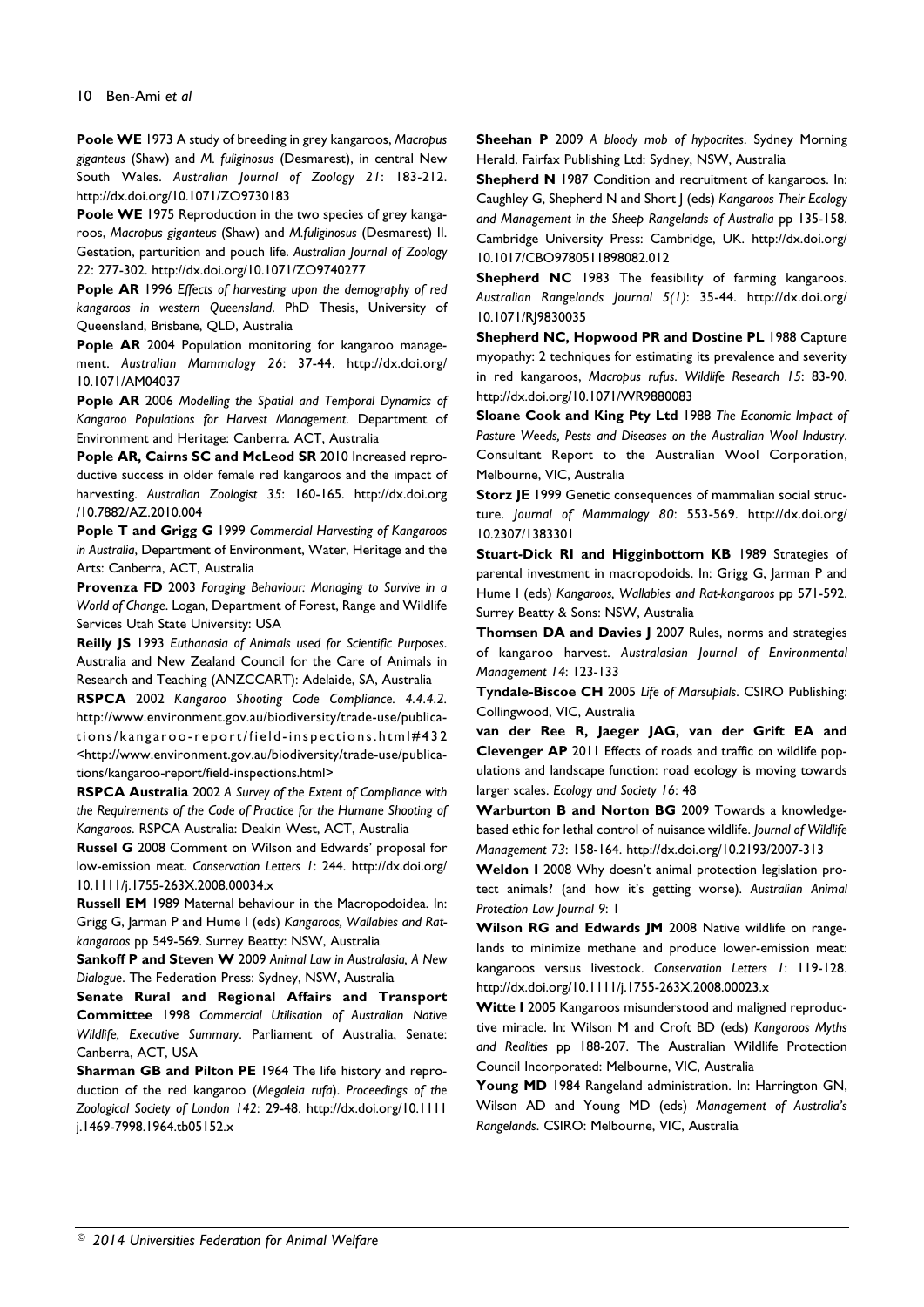**Poole WE** 1973 A study of breeding in grey kangaroos, *Macropus giganteus* (Shaw) and *M. fuliginosus* (Desmarest), in central New South Wales. *Australian Journal of Zoology 21*: 183-212. http://dx.doi.org/10.1071/ZO9730183

**Poole WE** 1975 Reproduction in the two species of grey kangaroos, *Macropus giganteus* (Shaw) and *M.fuliginosus* (Desmarest) II. Gestation, parturition and pouch life. *Australian Journal of Zoology 22*: 277-302. http://dx.doi.org/10.1071/ZO9740277

**Pople AR** 1996 *Effects of harvesting upon the demography of red kangaroos in western Queensland*. PhD Thesis, University of Queensland, Brisbane, QLD, Australia

**Pople AR** 2004 Population monitoring for kangaroo management. *Australian Mammalogy 26*: 37-44. http://dx.doi.org/10.1071/AM04037

**Pople AR** 2006 *Modelling the Spatial and Temporal Dynamics of Kangaroo Populations for Harvest Management*. Department of Environment and Heritage: Canberra. ACT, Australia

**Pople AR, Cairns SC and McLeod SR** 2010 Increased reproductive success in older female red kangaroos and the impact of harvesting. *Australian Zoologist 35*: 160-165. http://dx.doi.org/10.7882/AZ.2010.004

**Pople T and Grigg G** 1999 *Commercial Harvesting of Kangaroos in Australia*, Department of Environment, Water, Heritage and the Arts: Canberra, ACT, Australia

**Provenza FD** 2003 *Foraging Behaviour: Managing to Survive in a World of Change*. Logan, Department of Forest, Range and Wildlife Services Utah State University: USA

**Reilly JS** 1993 *Euthanasia of Animals used for Scientific Purposes*. Australia and New Zealand Council for the Care of Animals in Research and Teaching (ANZCCART): Adelaide, SA, Australia

**RSPCA** 2002 *Kangaroo Shooting Code Compliance. 4.4.4.2*. http://www.environment.gov.au/biodiversity/trade-use/publications/kangaroo-report/field-inspections.html#432 <http://www.environment.gov.au/biodiversity/trade-use/publications/kangaroo-report/field-inspections.html>

**RSPCA Australia** 2002 *A Survey of the Extent of Compliance with the Requirements of the Code of Practice for the Humane Shooting of Kangaroos*. RSPCA Australia: Deakin West, ACT, Australia

**Russel G** 2008 Comment on Wilson and Edwards' proposal for low-emission meat. *Conservation Letters 1*: 244. http://dx.doi.org/10.1111/j.1755-263X.2008.00034.x

**Russell EM** 1989 Maternal behaviour in the Macropodoidea. In: Grigg G, Jarman P and Hume I (eds) *Kangaroos, Wallabies and Rat-kangaroos* pp 549-569. Surrey Beatty: NSW, Australia

**Sankoff P and Steven W** 2009 *Animal Law in Australasia, A New Dialogue*. The Federation Press: Sydney, NSW, Australia

**Senate Rural and Regional Affairs and Transport Committee** 1998 *Commercial Utilisation of Australian Native Wildlife, Executive Summary*. Parliament of Australia, Senate: Canberra, ACT, USA

**Sharman GB and Pilton PE** 1964 The life history and reproduction of the red kangaroo (*Megaleia rufa*). *Proceedings of the Zoological Society of London 142*: 29-48. http://dx.doi.org/10.1111 j.1469-7998.1964.tb05152.x

**Sheehan P** 2009 *A bloody mob of hypocrites*. Sydney Morning Herald. Fairfax Publishing Ltd: Sydney, NSW, Australia

**Shepherd N** 1987 Condition and recruitment of kangaroos. In: Caughley G, Shepherd N and Short J (eds) *Kangaroos Their Ecology and Management in the Sheep Rangelands of Australia* pp 135-158. Cambridge University Press: Cambridge, UK. http://dx.doi.org/10.1017/CBO9780511898082.012

**Shepherd NC** 1983 The feasibility of farming kangaroos. *Australian Rangelands Journal 5(1)*: 35-44. http://dx.doi.org/10.1071/RJ9830035

**Shepherd NC, Hopwood PR and Dostine PL** 1988 Capture myopathy: 2 techniques for estimating its prevalence and severity in red kangaroos, *Macropus rufus*. *Wildlife Research 15*: 83-90. http://dx.doi.org/10.1071/WR9880083

**Sloane Cook and King Pty Ltd** 1988 *The Economic Impact of Pasture Weeds, Pests and Diseases on the Australian Wool Industry*. Consultant Report to the Australian Wool Corporation, Melbourne, VIC, Australia

**Storz JE** 1999 Genetic consequences of mammalian social structure. *Journal of Mammalogy 80*: 553-569. http://dx.doi.org/10.2307/1383301

**Stuart-Dick RI and Higginbottom KB** 1989 Strategies of parental investment in macropodoids. In: Grigg G, Jarman P and Hume I (eds) *Kangaroos, Wallabies and Rat-kangaroos* pp 571-592. Surrey Beatty & Sons: NSW, Australia

**Thomsen DA and Davies J** 2007 Rules, norms and strategies of kangaroo harvest. *Australasian Journal of Environmental Management 14*: 123-133

**Tyndale-Biscoe CH** 2005 *Life of Marsupials*. CSIRO Publishing: Collingwood, VIC, Australia

**van der Ree R, Jaeger JAG, van der Grift EA and Clevenger AP** 2011 Effects of roads and traffic on wildlife populations and landscape function: road ecology is moving towards larger scales. *Ecology and Society 16*: 48

**Warburton B and Norton BG** 2009 Towards a knowledge-based ethic for lethal control of nuisance wildlife. *Journal of Wildlife Management 73*: 158-164. http://dx.doi.org/10.2193/2007-313

**Weldon I** 2008 Why doesn't animal protection legislation protect animals? (and how it's getting worse). *Australian Animal Protection Law Journal 9*: 1

**Wilson RG and Edwards JM** 2008 Native wildlife on rangelands to minimize methane and produce lower-emission meat: kangaroos versus livestock. *Conservation Letters 1*: 119-128. http://dx.doi.org/10.1111/j.1755-263X.2008.00023.x

**Witte I** 2005 Kangaroos misunderstood and maligned reproductive miracle. In: Wilson M and Croft BD (eds) *Kangaroos Myths and Realities* pp 188-207. The Australian Wildlife Protection Council Incorporated: Melbourne, VIC, Australia

**Young MD** 1984 Rangeland administration. In: Harrington GN, Wilson AD and Young MD (eds) *Management of Australia's Rangelands*. CSIRO: Melbourne, VIC, Australia